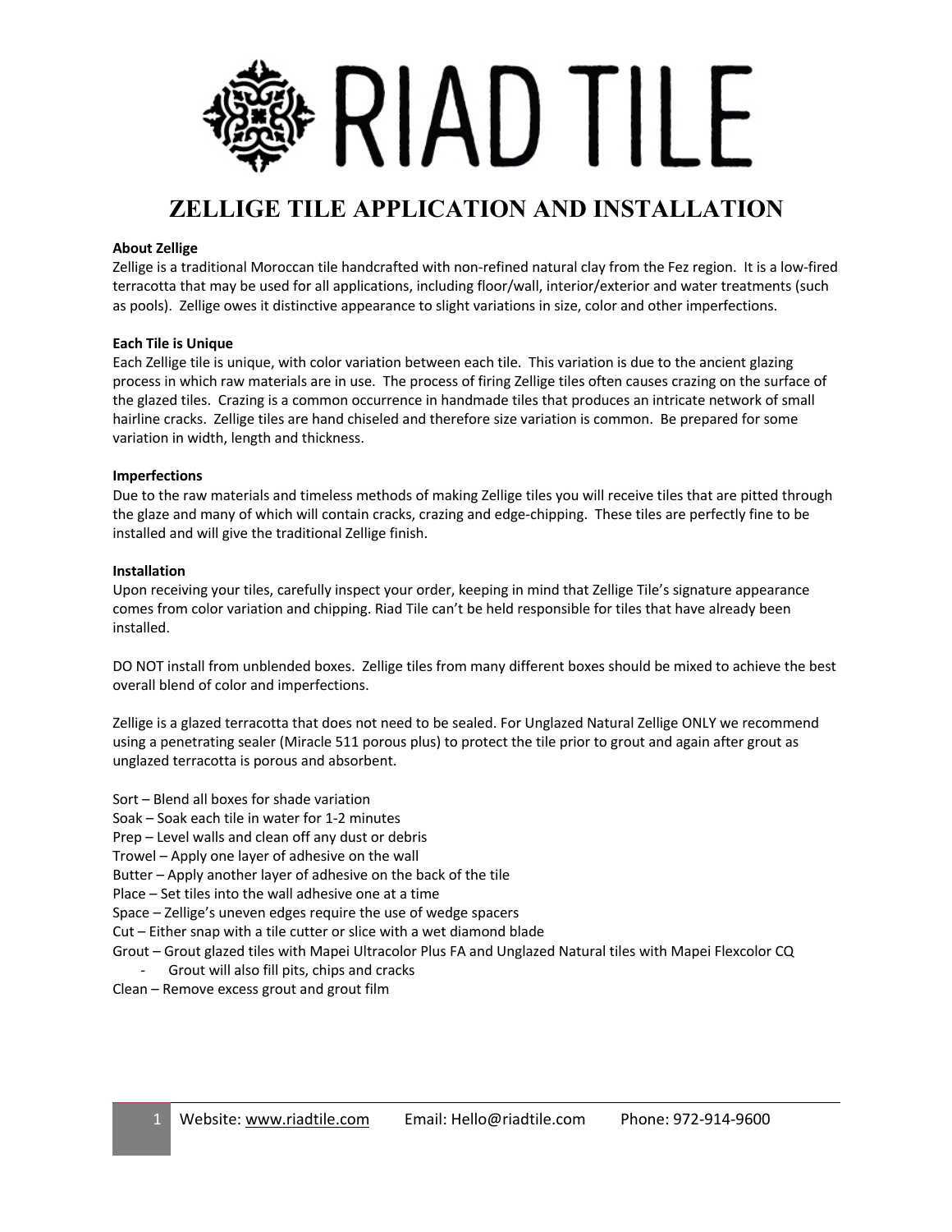# RIAD TILE

## ZELLIGE TILE APPLICATION AND INSTALLATION

**About Zellige**

Zellige is a traditional Moroccan tile handcrafted with non-refined natural clay from the Fez region. It is a low-fired terracotta that may be used for all applications, including floor/wall, interior/exterior and water treatments (such as pools). Zellige owes it distinctive appearance to slight variations in size, color and other imperfections.

**Each Tile is Unique**

Each Zellige tile is unique, with color variation between each tile. This variation is due to the ancient glazing process in which raw materials are in use. The process of firing Zellige tiles often causes crazing on the surface of the glazed tiles. Crazing is a common occurrence in handmade tiles that produces an intricate network of small hairline cracks. Zellige tiles are hand chiseled and therefore size variation is common. Be prepared for some variation in width, length and thickness.

**Imperfections**

Due to the raw materials and timeless methods of making Zellige tiles you will receive tiles that are pitted through the glaze and many of which will contain cracks, crazing and edge-chipping. These tiles are perfectly fine to be installed and will give the traditional Zellige finish.

**Installation**

Upon receiving your tiles, carefully inspect your order, keeping in mind that Zellige Tile's signature appearance comes from color variation and chipping. Riad Tile can't be held responsible for tiles that have already been installed.

DO NOT install from unblended boxes. Zellige tiles from many different boxes should be mixed to achieve the best overall blend of color and imperfections.

Zellige is a glazed terracotta that does not need to be sealed. For Unglazed Natural Zellige ONLY we recommend using a penetrating sealer (Miracle 511 porous plus) to protect the tile prior to grout and again after grout as unglazed terracotta is porous and absorbent.

Sort – Blend all boxes for shade variation
Soak – Soak each tile in water for 1-2 minutes
Prep – Level walls and clean off any dust or debris
Trowel – Apply one layer of adhesive on the wall
Butter – Apply another layer of adhesive on the back of the tile
Place – Set tiles into the wall adhesive one at a time
Space – Zellige's uneven edges require the use of wedge spacers
Cut – Either snap with a tile cutter or slice with a wet diamond blade
Grout – Grout glazed tiles with Mapei Ultracolor Plus FA and Unglazed Natural tiles with Mapei Flexcolor CQ

- Grout will also fill pits, chips and cracks

Clean – Remove excess grout and grout film

Website: www.riadtile.com Email: Hello@riadtile.com Phone: 972-914-9600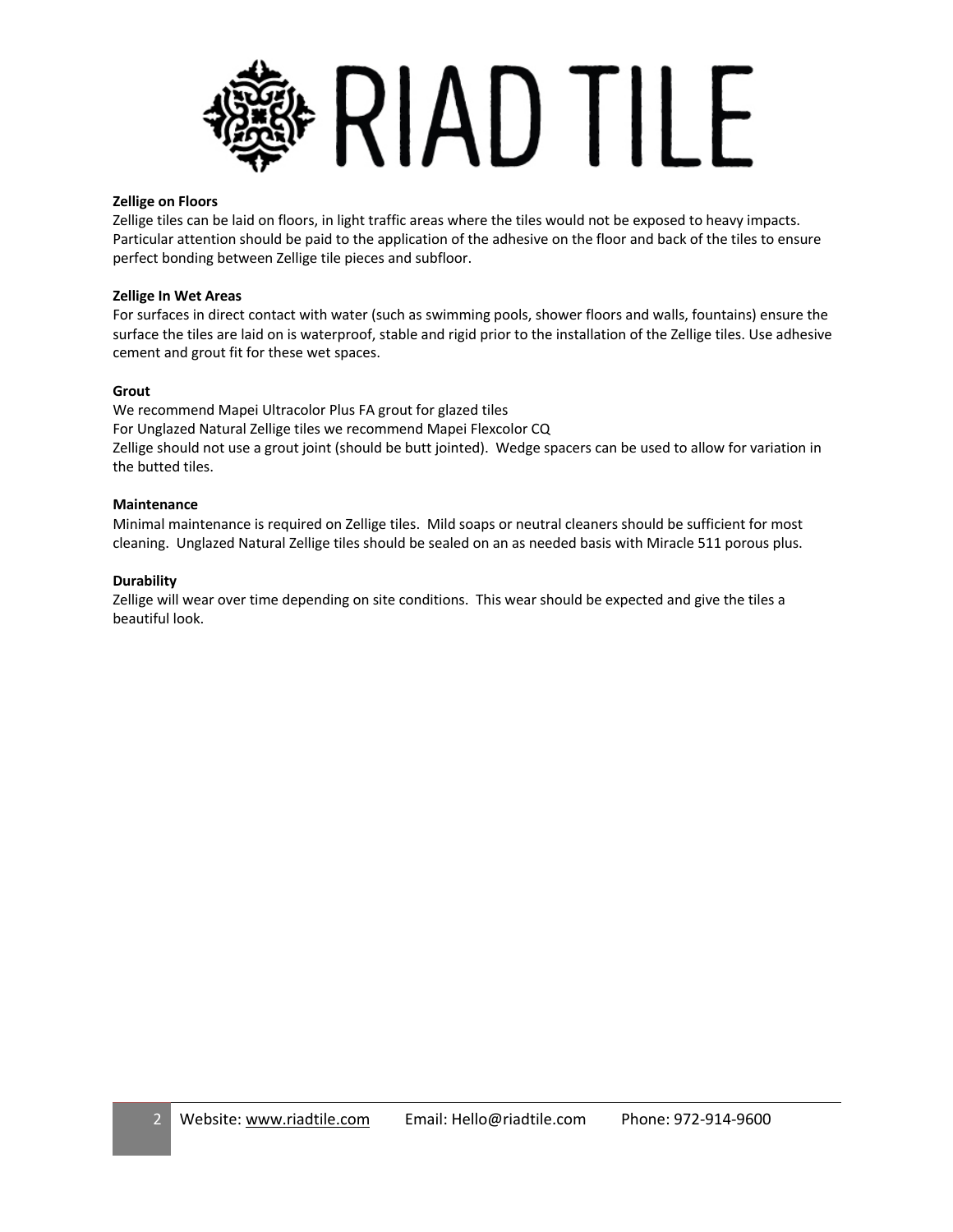**Zellige on Floors**

Zellige tiles can be laid on floors, in light traffic areas where the tiles would not be exposed to heavy impacts. Particular attention should be paid to the application of the adhesive on the floor and back of the tiles to ensure perfect bonding between Zellige tile pieces and subfloor.

**Zellige In Wet Areas**

For surfaces in direct contact with water (such as swimming pools, shower floors and walls, fountains) ensure the surface the tiles are laid on is waterproof, stable and rigid prior to the installation of the Zellige tiles. Use adhesive cement and grout fit for these wet spaces.

**Grout**

We recommend Mapei Ultracolor Plus FA grout for glazed tiles
For Unglazed Natural Zellige tiles we recommend Mapei Flexcolor CQ
Zellige should not use a grout joint (should be butt jointed). Wedge spacers can be used to allow for variation in the butted tiles.

**Maintenance**

Minimal maintenance is required on Zellige tiles. Mild soaps or neutral cleaners should be sufficient for most cleaning. Unglazed Natural Zellige tiles should be sealed on an as needed basis with Miracle 511 porous plus.

**Durability**

Zellige will wear over time depending on site conditions. This wear should be expected and give the tiles a beautiful look.